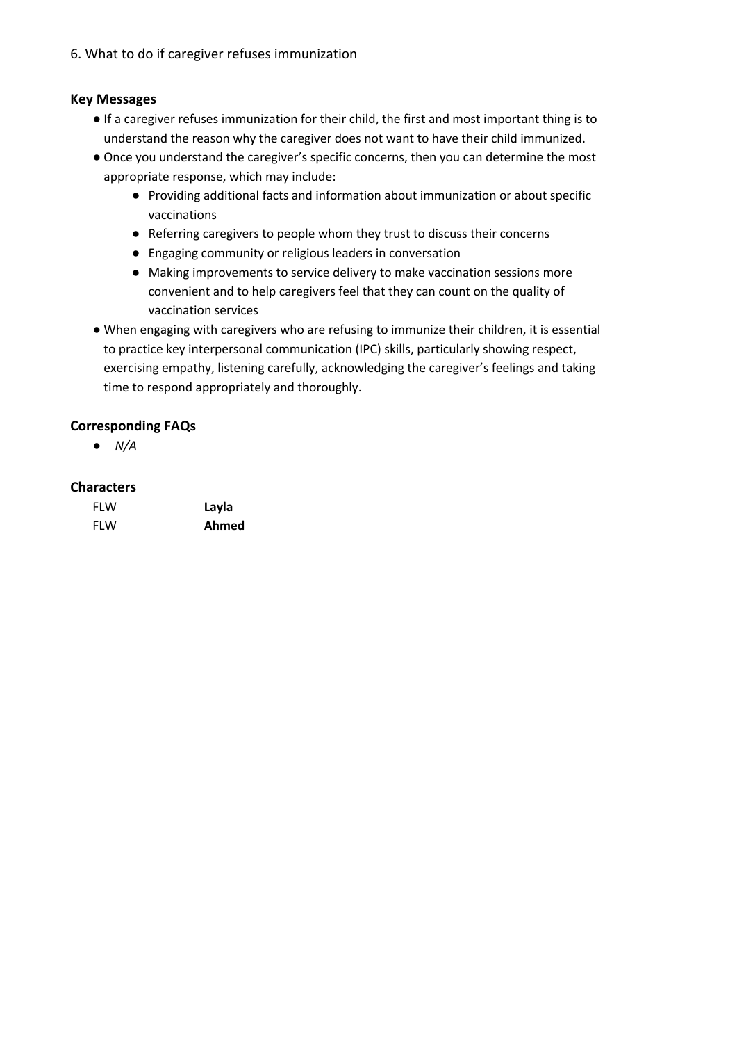# 6. What to do if caregiver refuses immunization

## Key Messages

- If a caregiver refuses immunization for their child, the first and most important thing is to understand the reason why the caregiver does not want to have their child immunized.
- Once you understand the caregiver's specific concerns, then you can determine the most appropriate response, which may include:
  - Providing additional facts and information about immunization or about specific vaccinations
  - Referring caregivers to people whom they trust to discuss their concerns
  - Engaging community or religious leaders in conversation
  - Making improvements to service delivery to make vaccination sessions more convenient and to help caregivers feel that they can count on the quality of vaccination services
- When engaging with caregivers who are refusing to immunize their children, it is essential to practice key interpersonal communication (IPC) skills, particularly showing respect, exercising empathy, listening carefully, acknowledging the caregiver's feelings and taking time to respond appropriately and thoroughly.

## Corresponding FAQs

- *N/A*

## Characters

| | |
|---|---|
| FLW | **Layla** |
| FLW | **Ahmed** |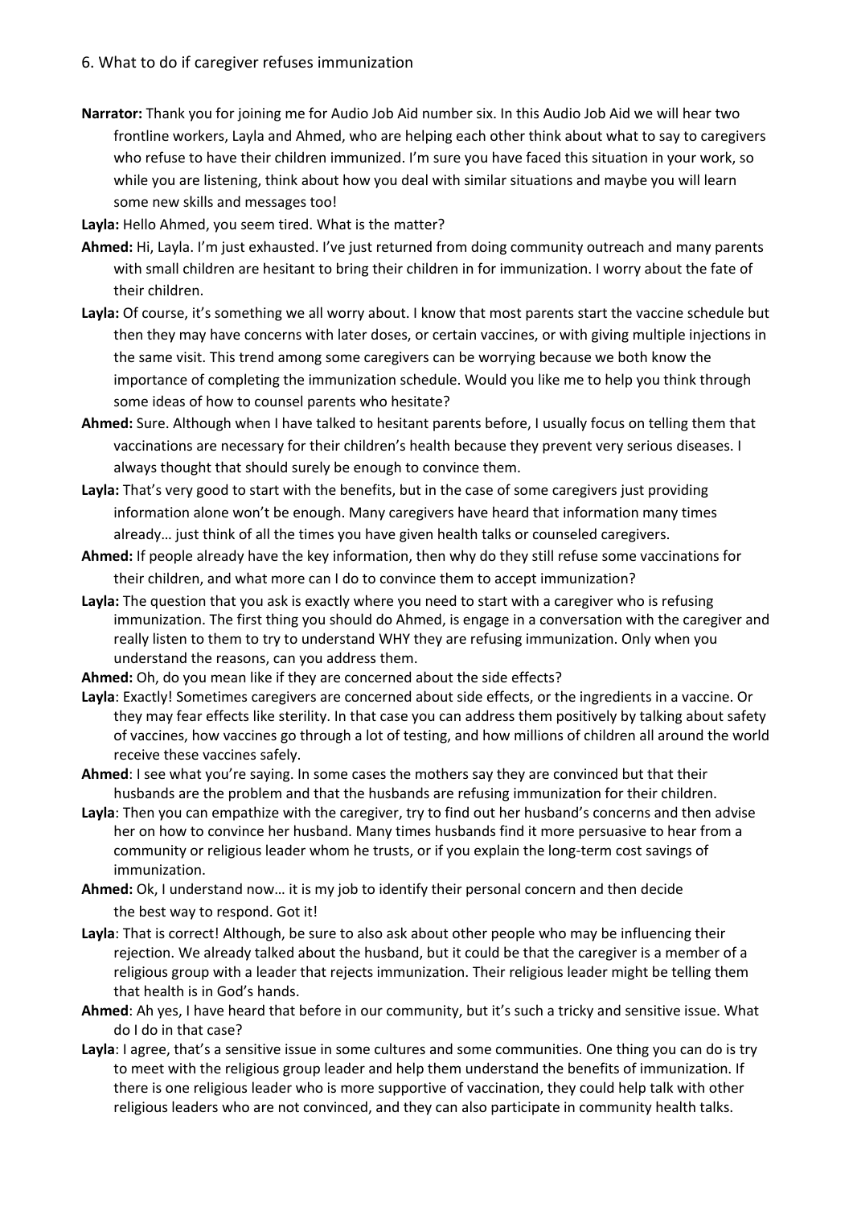## 6. What to do if caregiver refuses immunization

**Narrator:** Thank you for joining me for Audio Job Aid number six. In this Audio Job Aid we will hear two frontline workers, Layla and Ahmed, who are helping each other think about what to say to caregivers who refuse to have their children immunized. I'm sure you have faced this situation in your work, so while you are listening, think about how you deal with similar situations and maybe you will learn some new skills and messages too!

**Layla:** Hello Ahmed, you seem tired. What is the matter?

**Ahmed:** Hi, Layla. I'm just exhausted. I've just returned from doing community outreach and many parents with small children are hesitant to bring their children in for immunization. I worry about the fate of their children.

**Layla:** Of course, it's something we all worry about. I know that most parents start the vaccine schedule but then they may have concerns with later doses, or certain vaccines, or with giving multiple injections in the same visit. This trend among some caregivers can be worrying because we both know the importance of completing the immunization schedule. Would you like me to help you think through some ideas of how to counsel parents who hesitate?

**Ahmed:** Sure. Although when I have talked to hesitant parents before, I usually focus on telling them that vaccinations are necessary for their children's health because they prevent very serious diseases. I always thought that should surely be enough to convince them.

**Layla:** That's very good to start with the benefits, but in the case of some caregivers just providing information alone won't be enough. Many caregivers have heard that information many times already… just think of all the times you have given health talks or counseled caregivers.

**Ahmed:** If people already have the key information, then why do they still refuse some vaccinations for their children, and what more can I do to convince them to accept immunization?

**Layla:** The question that you ask is exactly where you need to start with a caregiver who is refusing immunization. The first thing you should do Ahmed, is engage in a conversation with the caregiver and really listen to them to try to understand WHY they are refusing immunization. Only when you understand the reasons, can you address them.

**Ahmed:** Oh, do you mean like if they are concerned about the side effects?

**Layla**: Exactly! Sometimes caregivers are concerned about side effects, or the ingredients in a vaccine. Or they may fear effects like sterility. In that case you can address them positively by talking about safety of vaccines, how vaccines go through a lot of testing, and how millions of children all around the world receive these vaccines safely.

**Ahmed**: I see what you're saying. In some cases the mothers say they are convinced but that their husbands are the problem and that the husbands are refusing immunization for their children.

**Layla**: Then you can empathize with the caregiver, try to find out her husband's concerns and then advise her on how to convince her husband. Many times husbands find it more persuasive to hear from a community or religious leader whom he trusts, or if you explain the long-term cost savings of immunization.

**Ahmed:** Ok, I understand now… it is my job to identify their personal concern and then decide the best way to respond. Got it!

**Layla**: That is correct! Although, be sure to also ask about other people who may be influencing their rejection. We already talked about the husband, but it could be that the caregiver is a member of a religious group with a leader that rejects immunization. Their religious leader might be telling them that health is in God's hands.

**Ahmed**: Ah yes, I have heard that before in our community, but it's such a tricky and sensitive issue. What do I do in that case?

**Layla**: I agree, that's a sensitive issue in some cultures and some communities. One thing you can do is try to meet with the religious group leader and help them understand the benefits of immunization. If there is one religious leader who is more supportive of vaccination, they could help talk with other religious leaders who are not convinced, and they can also participate in community health talks.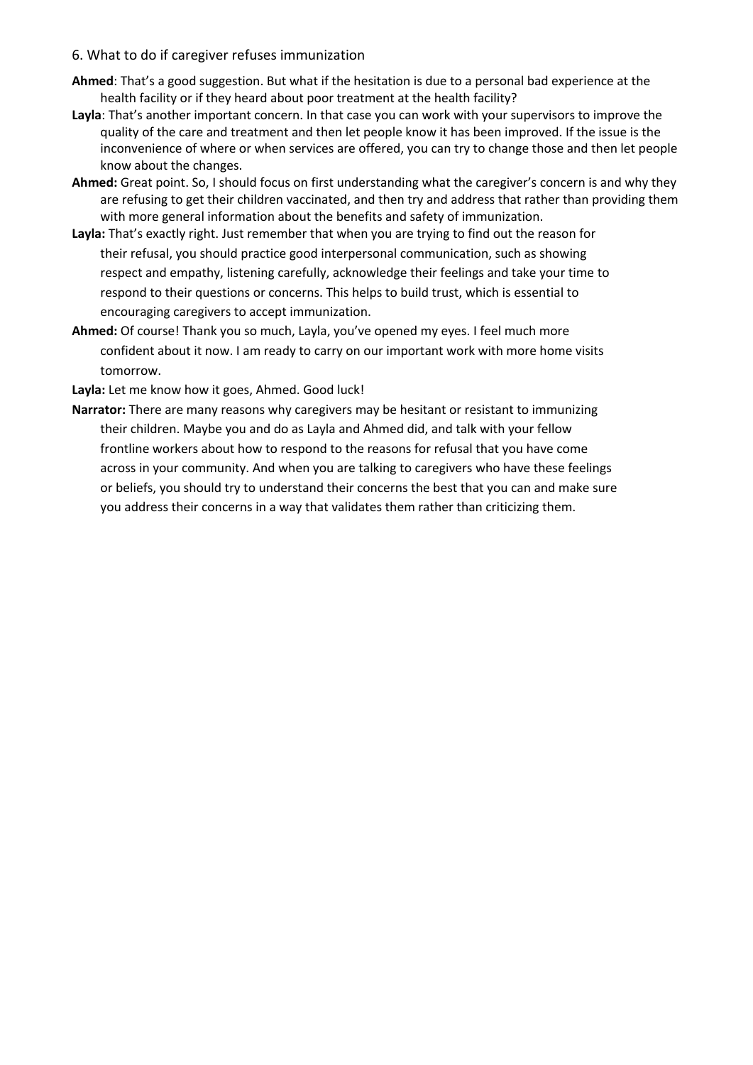## 6. What to do if caregiver refuses immunization

**Ahmed**: That's a good suggestion. But what if the hesitation is due to a personal bad experience at the health facility or if they heard about poor treatment at the health facility?

**Layla**: That's another important concern. In that case you can work with your supervisors to improve the quality of the care and treatment and then let people know it has been improved. If the issue is the inconvenience of where or when services are offered, you can try to change those and then let people know about the changes.

**Ahmed:** Great point. So, I should focus on first understanding what the caregiver's concern is and why they are refusing to get their children vaccinated, and then try and address that rather than providing them with more general information about the benefits and safety of immunization.

**Layla:** That's exactly right. Just remember that when you are trying to find out the reason for their refusal, you should practice good interpersonal communication, such as showing respect and empathy, listening carefully, acknowledge their feelings and take your time to respond to their questions or concerns. This helps to build trust, which is essential to encouraging caregivers to accept immunization.

**Ahmed:** Of course! Thank you so much, Layla, you've opened my eyes. I feel much more confident about it now. I am ready to carry on our important work with more home visits tomorrow.

**Layla:** Let me know how it goes, Ahmed. Good luck!

**Narrator:** There are many reasons why caregivers may be hesitant or resistant to immunizing their children. Maybe you and do as Layla and Ahmed did, and talk with your fellow frontline workers about how to respond to the reasons for refusal that you have come across in your community. And when you are talking to caregivers who have these feelings or beliefs, you should try to understand their concerns the best that you can and make sure you address their concerns in a way that validates them rather than criticizing them.